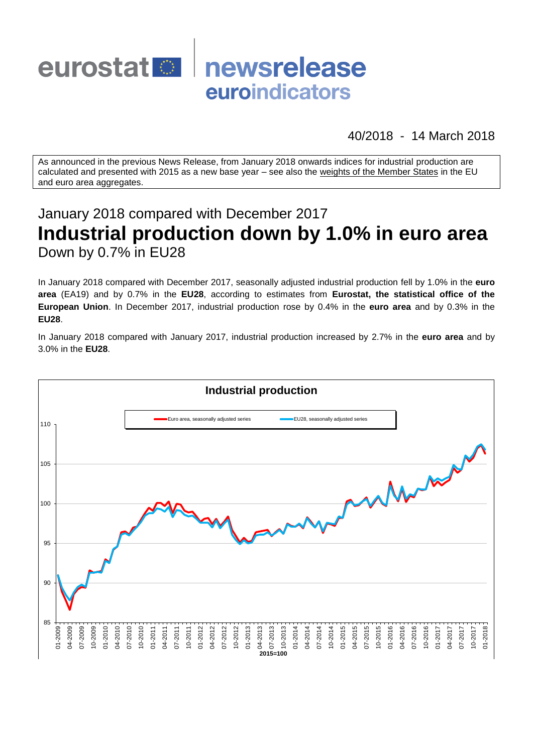eurostat newsrelease euroindicators

40/2018 - 14 March 2018

As announced in the previous News Release, from January 2018 onwards indices for industrial production are calculated and presented with 2015 as a new base year – see also the weights of the Member States in the EU and euro area aggregates.

## January 2018 compared with December 2017

# Industrial production down by 1.0% in euro area

## Down by 0.7% in EU28

In January 2018 compared with December 2017, seasonally adjusted industrial production fell by 1.0% in the **euro area** (EA19) and by 0.7% in the **EU28**, according to estimates from **Eurostat, the statistical office of the European Union**. In December 2017, industrial production rose by 0.4% in the **euro area** and by 0.3% in the **EU28**.

In January 2018 compared with January 2017, industrial production increased by 2.7% in the **euro area** and by 3.0% in the **EU28**.

**Industrial production**

Euro area, seasonally adjusted series — EU28, seasonally adjusted series

2015=100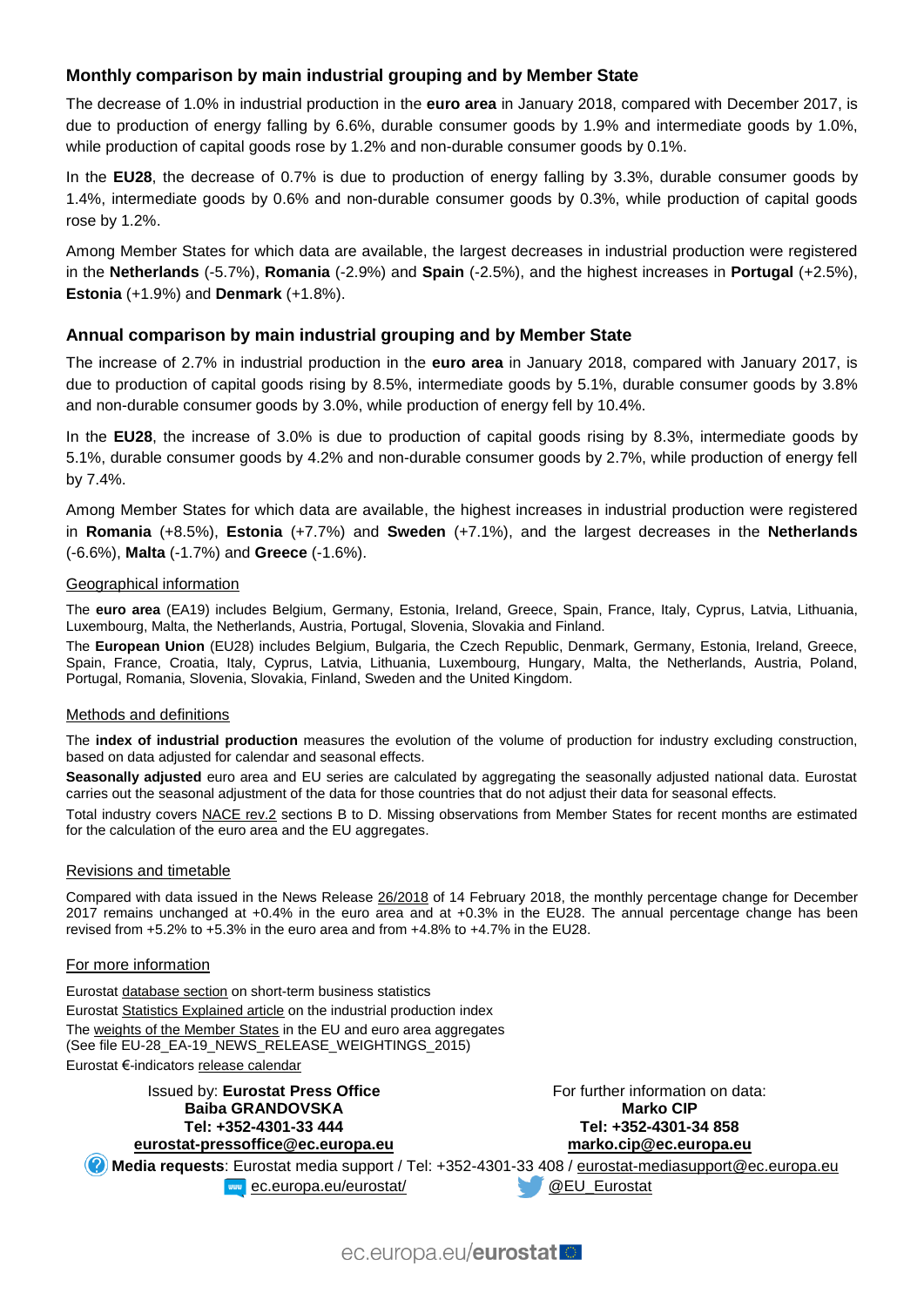## Monthly comparison by main industrial grouping and by Member State

The decrease of 1.0% in industrial production in the **euro area** in January 2018, compared with December 2017, is due to production of energy falling by 6.6%, durable consumer goods by 1.9% and intermediate goods by 1.0%, while production of capital goods rose by 1.2% and non-durable consumer goods by 0.1%.

In the **EU28**, the decrease of 0.7% is due to production of energy falling by 3.3%, durable consumer goods by 1.4%, intermediate goods by 0.6% and non-durable consumer goods by 0.3%, while production of capital goods rose by 1.2%.

Among Member States for which data are available, the largest decreases in industrial production were registered in the **Netherlands** (-5.7%), **Romania** (-2.9%) and **Spain** (-2.5%), and the highest increases in **Portugal** (+2.5%), **Estonia** (+1.9%) and **Denmark** (+1.8%).

## Annual comparison by main industrial grouping and by Member State

The increase of 2.7% in industrial production in the **euro area** in January 2018, compared with January 2017, is due to production of capital goods rising by 8.5%, intermediate goods by 5.1%, durable consumer goods by 3.8% and non-durable consumer goods by 3.0%, while production of energy fell by 10.4%.

In the **EU28**, the increase of 3.0% is due to production of capital goods rising by 8.3%, intermediate goods by 5.1%, durable consumer goods by 4.2% and non-durable consumer goods by 2.7%, while production of energy fell by 7.4%.

Among Member States for which data are available, the highest increases in industrial production were registered in **Romania** (+8.5%), **Estonia** (+7.7%) and **Sweden** (+7.1%), and the largest decreases in the **Netherlands** (-6.6%), **Malta** (-1.7%) and **Greece** (-1.6%).

### Geographical information

The **euro area** (EA19) includes Belgium, Germany, Estonia, Ireland, Greece, Spain, France, Italy, Cyprus, Latvia, Lithuania, Luxembourg, Malta, the Netherlands, Austria, Portugal, Slovenia, Slovakia and Finland.

The **European Union** (EU28) includes Belgium, Bulgaria, the Czech Republic, Denmark, Germany, Estonia, Ireland, Greece, Spain, France, Croatia, Italy, Cyprus, Latvia, Lithuania, Luxembourg, Hungary, Malta, the Netherlands, Austria, Poland, Portugal, Romania, Slovenia, Slovakia, Finland, Sweden and the United Kingdom.

### Methods and definitions

The **index of industrial production** measures the evolution of the volume of production for industry excluding construction, based on data adjusted for calendar and seasonal effects.

**Seasonally adjusted** euro area and EU series are calculated by aggregating the seasonally adjusted national data. Eurostat carries out the seasonal adjustment of the data for those countries that do not adjust their data for seasonal effects.

Total industry covers NACE rev.2 sections B to D. Missing observations from Member States for recent months are estimated for the calculation of the euro area and the EU aggregates.

### Revisions and timetable

Compared with data issued in the News Release 26/2018 of 14 February 2018, the monthly percentage change for December 2017 remains unchanged at +0.4% in the euro area and at +0.3% in the EU28. The annual percentage change has been revised from +5.2% to +5.3% in the euro area and from +4.8% to +4.7% in the EU28.

### For more information

Eurostat database section on short-term business statistics
Eurostat Statistics Explained article on the industrial production index
The weights of the Member States in the EU and euro area aggregates
(See file EU-28_EA-19_NEWS_RELEASE_WEIGHTINGS_2015)
Eurostat €-indicators release calendar

Issued by: **Eurostat Press Office**
**Baiba GRANDOVSKA**
**Tel: +352-4301-33 444**
**eurostat-pressoffice@ec.europa.eu**

For further information on data:
**Marko CIP**
**Tel: +352-4301-34 858**
**marko.cip@ec.europa.eu**

**Media requests**: Eurostat media support / Tel: +352-4301-33 408 / eurostat-mediasupport@ec.europa.eu

ec.europa.eu/eurostat/ @EU_Eurostat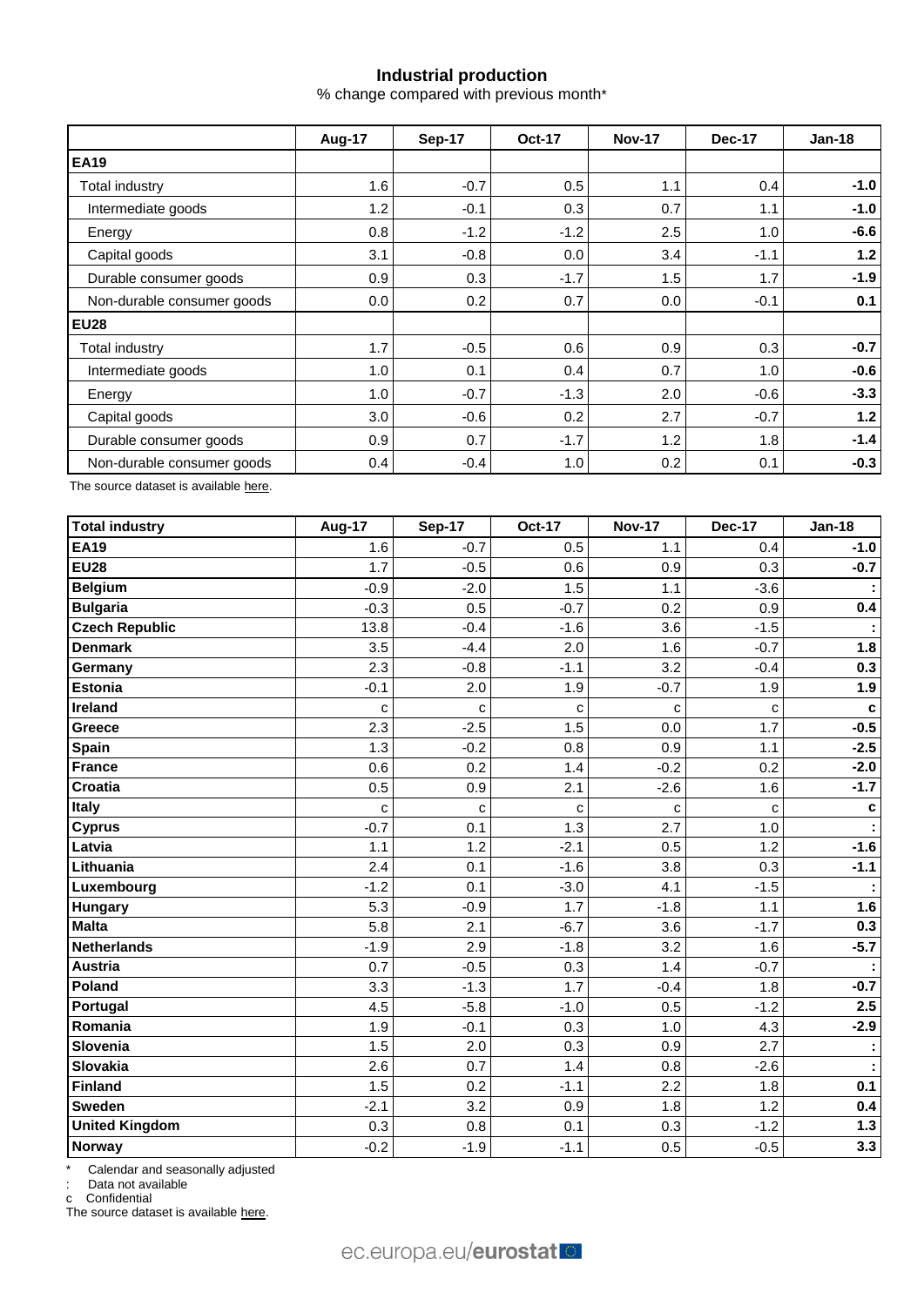# Industrial production

% change compared with previous month*

| | Aug-17 | Sep-17 | Oct-17 | Nov-17 | Dec-17 | Jan-18 |
|---|---|---|---|---|---|---|
| **EA19** | | | | | | |
| Total industry | 1.6 | -0.7 | 0.5 | 1.1 | 0.4 | **-1.0** |
| Intermediate goods | 1.2 | -0.1 | 0.3 | 0.7 | 1.1 | **-1.0** |
| Energy | 0.8 | -1.2 | -1.2 | 2.5 | 1.0 | **-6.6** |
| Capital goods | 3.1 | -0.8 | 0.0 | 3.4 | -1.1 | **1.2** |
| Durable consumer goods | 0.9 | 0.3 | -1.7 | 1.5 | 1.7 | **-1.9** |
| Non-durable consumer goods | 0.0 | 0.2 | 0.7 | 0.0 | -0.1 | **0.1** |
| **EU28** | | | | | | |
| Total industry | 1.7 | -0.5 | 0.6 | 0.9 | 0.3 | **-0.7** |
| Intermediate goods | 1.0 | 0.1 | 0.4 | 0.7 | 1.0 | **-0.6** |
| Energy | 1.0 | -0.7 | -1.3 | 2.0 | -0.6 | **-3.3** |
| Capital goods | 3.0 | -0.6 | 0.2 | 2.7 | -0.7 | **1.2** |
| Durable consumer goods | 0.9 | 0.7 | -1.7 | 1.2 | 1.8 | **-1.4** |
| Non-durable consumer goods | 0.4 | -0.4 | 1.0 | 0.2 | 0.1 | **-0.3** |

The source dataset is available here.

| **Total industry** | Aug-17 | Sep-17 | Oct-17 | Nov-17 | Dec-17 | Jan-18 |
|---|---|---|---|---|---|---|
| **EA19** | 1.6 | -0.7 | 0.5 | 1.1 | 0.4 | **-1.0** |
| **EU28** | 1.7 | -0.5 | 0.6 | 0.9 | 0.3 | **-0.7** |
| **Belgium** | -0.9 | -2.0 | 1.5 | 1.1 | -3.6 | **:** |
| **Bulgaria** | -0.3 | 0.5 | -0.7 | 0.2 | 0.9 | **0.4** |
| **Czech Republic** | 13.8 | -0.4 | -1.6 | 3.6 | -1.5 | **:** |
| **Denmark** | 3.5 | -4.4 | 2.0 | 1.6 | -0.7 | **1.8** |
| **Germany** | 2.3 | -0.8 | -1.1 | 3.2 | -0.4 | **0.3** |
| **Estonia** | -0.1 | 2.0 | 1.9 | -0.7 | 1.9 | **1.9** |
| **Ireland** | c | c | c | c | c | **c** |
| **Greece** | 2.3 | -2.5 | 1.5 | 0.0 | 1.7 | **-0.5** |
| **Spain** | 1.3 | -0.2 | 0.8 | 0.9 | 1.1 | **-2.5** |
| **France** | 0.6 | 0.2 | 1.4 | -0.2 | 0.2 | **-2.0** |
| **Croatia** | 0.5 | 0.9 | 2.1 | -2.6 | 1.6 | **-1.7** |
| **Italy** | c | c | c | c | c | **c** |
| **Cyprus** | -0.7 | 0.1 | 1.3 | 2.7 | 1.0 | **:** |
| **Latvia** | 1.1 | 1.2 | -2.1 | 0.5 | 1.2 | **-1.6** |
| **Lithuania** | 2.4 | 0.1 | -1.6 | 3.8 | 0.3 | **-1.1** |
| **Luxembourg** | -1.2 | 0.1 | -3.0 | 4.1 | -1.5 | **:** |
| **Hungary** | 5.3 | -0.9 | 1.7 | -1.8 | 1.1 | **1.6** |
| **Malta** | 5.8 | 2.1 | -6.7 | 3.6 | -1.7 | **0.3** |
| **Netherlands** | -1.9 | 2.9 | -1.8 | 3.2 | 1.6 | **-5.7** |
| **Austria** | 0.7 | -0.5 | 0.3 | 1.4 | -0.7 | **:** |
| **Poland** | 3.3 | -1.3 | 1.7 | -0.4 | 1.8 | **-0.7** |
| **Portugal** | 4.5 | -5.8 | -1.0 | 0.5 | -1.2 | **2.5** |
| **Romania** | 1.9 | -0.1 | 0.3 | 1.0 | 4.3 | **-2.9** |
| **Slovenia** | 1.5 | 2.0 | 0.3 | 0.9 | 2.7 | **:** |
| **Slovakia** | 2.6 | 0.7 | 1.4 | 0.8 | -2.6 | **:** |
| **Finland** | 1.5 | 0.2 | -1.1 | 2.2 | 1.8 | **0.1** |
| **Sweden** | -2.1 | 3.2 | 0.9 | 1.8 | 1.2 | **0.4** |
| **United Kingdom** | 0.3 | 0.8 | 0.1 | 0.3 | -1.2 | **1.3** |
| **Norway** | -0.2 | -1.9 | -1.1 | 0.5 | -0.5 | **3.3** |

\* Calendar and seasonally adjusted

: Data not available

c Confidential

The source dataset is available here.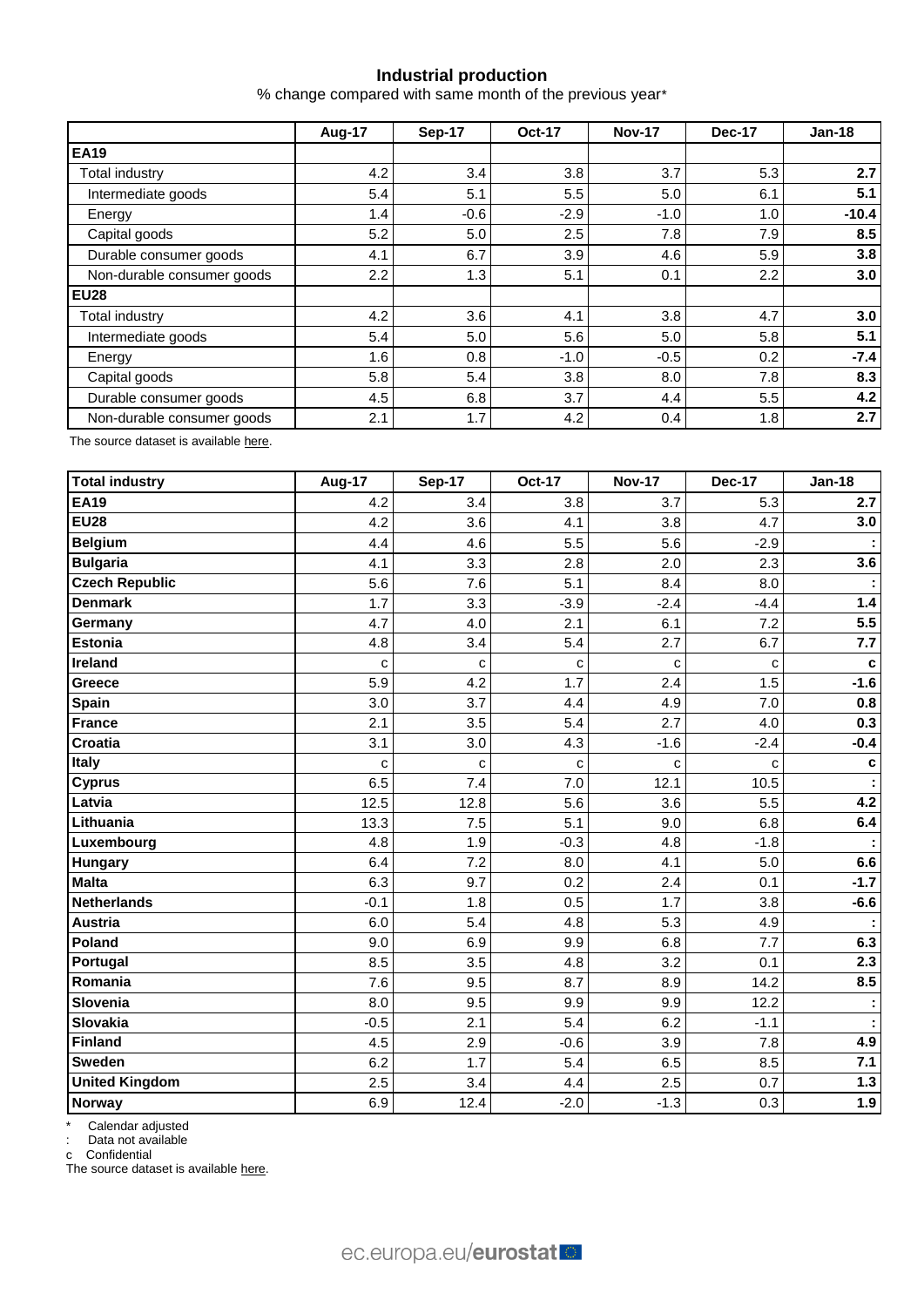### Industrial production

% change compared with same month of the previous year*

| | Aug-17 | Sep-17 | Oct-17 | Nov-17 | Dec-17 | Jan-18 |
|---|---|---|---|---|---|---|
| **EA19** | | | | | | |
| Total industry | 4.2 | 3.4 | 3.8 | 3.7 | 5.3 | **2.7** |
| Intermediate goods | 5.4 | 5.1 | 5.5 | 5.0 | 6.1 | **5.1** |
| Energy | 1.4 | -0.6 | -2.9 | -1.0 | 1.0 | **-10.4** |
| Capital goods | 5.2 | 5.0 | 2.5 | 7.8 | 7.9 | **8.5** |
| Durable consumer goods | 4.1 | 6.7 | 3.9 | 4.6 | 5.9 | **3.8** |
| Non-durable consumer goods | 2.2 | 1.3 | 5.1 | 0.1 | 2.2 | **3.0** |
| **EU28** | | | | | | |
| Total industry | 4.2 | 3.6 | 4.1 | 3.8 | 4.7 | **3.0** |
| Intermediate goods | 5.4 | 5.0 | 5.6 | 5.0 | 5.8 | **5.1** |
| Energy | 1.6 | 0.8 | -1.0 | -0.5 | 0.2 | **-7.4** |
| Capital goods | 5.8 | 5.4 | 3.8 | 8.0 | 7.8 | **8.3** |
| Durable consumer goods | 4.5 | 6.8 | 3.7 | 4.4 | 5.5 | **4.2** |
| Non-durable consumer goods | 2.1 | 1.7 | 4.2 | 0.4 | 1.8 | **2.7** |

The source dataset is available here.

| Total industry | Aug-17 | Sep-17 | Oct-17 | Nov-17 | Dec-17 | Jan-18 |
|---|---|---|---|---|---|---|
| **EA19** | 4.2 | 3.4 | 3.8 | 3.7 | 5.3 | **2.7** |
| **EU28** | 4.2 | 3.6 | 4.1 | 3.8 | 4.7 | **3.0** |
| **Belgium** | 4.4 | 4.6 | 5.5 | 5.6 | -2.9 | **:** |
| **Bulgaria** | 4.1 | 3.3 | 2.8 | 2.0 | 2.3 | **3.6** |
| **Czech Republic** | 5.6 | 7.6 | 5.1 | 8.4 | 8.0 | **:** |
| **Denmark** | 1.7 | 3.3 | -3.9 | -2.4 | -4.4 | **1.4** |
| **Germany** | 4.7 | 4.0 | 2.1 | 6.1 | 7.2 | **5.5** |
| **Estonia** | 4.8 | 3.4 | 5.4 | 2.7 | 6.7 | **7.7** |
| **Ireland** | c | c | c | c | c | **c** |
| **Greece** | 5.9 | 4.2 | 1.7 | 2.4 | 1.5 | **-1.6** |
| **Spain** | 3.0 | 3.7 | 4.4 | 4.9 | 7.0 | **0.8** |
| **France** | 2.1 | 3.5 | 5.4 | 2.7 | 4.0 | **0.3** |
| **Croatia** | 3.1 | 3.0 | 4.3 | -1.6 | -2.4 | **-0.4** |
| **Italy** | c | c | c | c | c | **c** |
| **Cyprus** | 6.5 | 7.4 | 7.0 | 12.1 | 10.5 | **:** |
| **Latvia** | 12.5 | 12.8 | 5.6 | 3.6 | 5.5 | **4.2** |
| **Lithuania** | 13.3 | 7.5 | 5.1 | 9.0 | 6.8 | **6.4** |
| **Luxembourg** | 4.8 | 1.9 | -0.3 | 4.8 | -1.8 | **:** |
| **Hungary** | 6.4 | 7.2 | 8.0 | 4.1 | 5.0 | **6.6** |
| **Malta** | 6.3 | 9.7 | 0.2 | 2.4 | 0.1 | **-1.7** |
| **Netherlands** | -0.1 | 1.8 | 0.5 | 1.7 | 3.8 | **-6.6** |
| **Austria** | 6.0 | 5.4 | 4.8 | 5.3 | 4.9 | **:** |
| **Poland** | 9.0 | 6.9 | 9.9 | 6.8 | 7.7 | **6.3** |
| **Portugal** | 8.5 | 3.5 | 4.8 | 3.2 | 0.1 | **2.3** |
| **Romania** | 7.6 | 9.5 | 8.7 | 8.9 | 14.2 | **8.5** |
| **Slovenia** | 8.0 | 9.5 | 9.9 | 9.9 | 12.2 | **:** |
| **Slovakia** | -0.5 | 2.1 | 5.4 | 6.2 | -1.1 | **:** |
| **Finland** | 4.5 | 2.9 | -0.6 | 3.9 | 7.8 | **4.9** |
| **Sweden** | 6.2 | 1.7 | 5.4 | 6.5 | 8.5 | **7.1** |
| **United Kingdom** | 2.5 | 3.4 | 4.4 | 2.5 | 0.7 | **1.3** |
| **Norway** | 6.9 | 12.4 | -2.0 | -1.3 | 0.3 | **1.9** |

\* Calendar adjusted

: Data not available

c Confidential

The source dataset is available here.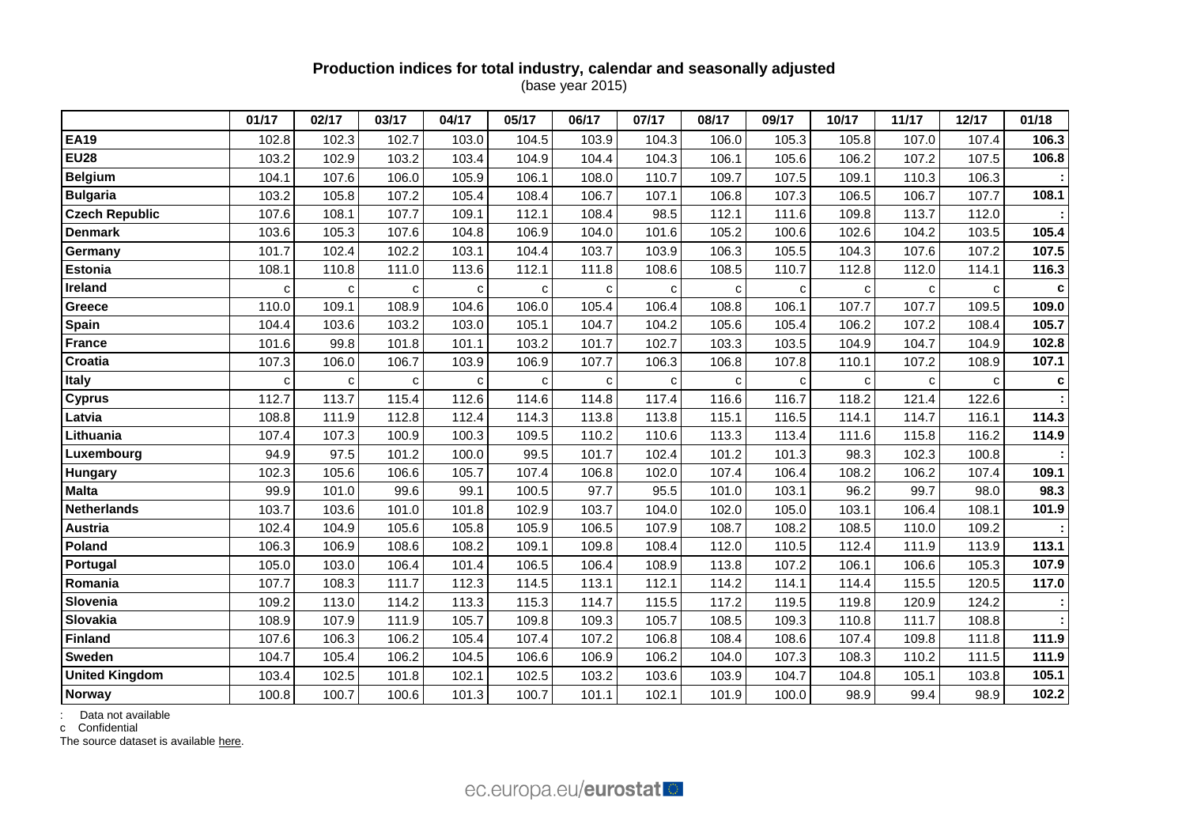**Production indices for total industry, calendar and seasonally adjusted**
(base year 2015)

| | 01/17 | 02/17 | 03/17 | 04/17 | 05/17 | 06/17 | 07/17 | 08/17 | 09/17 | 10/17 | 11/17 | 12/17 | 01/18 |
|---|---|---|---|---|---|---|---|---|---|---|---|---|---|
| **EA19** | 102.8 | 102.3 | 102.7 | 103.0 | 104.5 | 103.9 | 104.3 | 106.0 | 105.3 | 105.8 | 107.0 | 107.4 | **106.3** |
| **EU28** | 103.2 | 102.9 | 103.2 | 103.4 | 104.9 | 104.4 | 104.3 | 106.1 | 105.6 | 106.2 | 107.2 | 107.5 | **106.8** |
| **Belgium** | 104.1 | 107.6 | 106.0 | 105.9 | 106.1 | 108.0 | 110.7 | 109.7 | 107.5 | 109.1 | 110.3 | 106.3 | **:** |
| **Bulgaria** | 103.2 | 105.8 | 107.2 | 105.4 | 108.4 | 106.7 | 107.1 | 106.8 | 107.3 | 106.5 | 106.7 | 107.7 | **108.1** |
| **Czech Republic** | 107.6 | 108.1 | 107.7 | 109.1 | 112.1 | 108.4 | 98.5 | 112.1 | 111.6 | 109.8 | 113.7 | 112.0 | **:** |
| **Denmark** | 103.6 | 105.3 | 107.6 | 104.8 | 106.9 | 104.0 | 101.6 | 105.2 | 100.6 | 102.6 | 104.2 | 103.5 | **105.4** |
| **Germany** | 101.7 | 102.4 | 102.2 | 103.1 | 104.4 | 103.7 | 103.9 | 106.3 | 105.5 | 104.3 | 107.6 | 107.2 | **107.5** |
| **Estonia** | 108.1 | 110.8 | 111.0 | 113.6 | 112.1 | 111.8 | 108.6 | 108.5 | 110.7 | 112.8 | 112.0 | 114.1 | **116.3** |
| **Ireland** | c | c | c | c | c | c | c | c | c | c | c | c | **c** |
| **Greece** | 110.0 | 109.1 | 108.9 | 104.6 | 106.0 | 105.4 | 106.4 | 108.8 | 106.1 | 107.7 | 107.7 | 109.5 | **109.0** |
| **Spain** | 104.4 | 103.6 | 103.2 | 103.0 | 105.1 | 104.7 | 104.2 | 105.6 | 105.4 | 106.2 | 107.2 | 108.4 | **105.7** |
| **France** | 101.6 | 99.8 | 101.8 | 101.1 | 103.2 | 101.7 | 102.7 | 103.3 | 103.5 | 104.9 | 104.7 | 104.9 | **102.8** |
| **Croatia** | 107.3 | 106.0 | 106.7 | 103.9 | 106.9 | 107.7 | 106.3 | 106.8 | 107.8 | 110.1 | 107.2 | 108.9 | **107.1** |
| **Italy** | c | c | c | c | c | c | c | c | c | c | c | c | **c** |
| **Cyprus** | 112.7 | 113.7 | 115.4 | 112.6 | 114.6 | 114.8 | 117.4 | 116.6 | 116.7 | 118.2 | 121.4 | 122.6 | **:** |
| **Latvia** | 108.8 | 111.9 | 112.8 | 112.4 | 114.3 | 113.8 | 113.8 | 115.1 | 116.5 | 114.1 | 114.7 | 116.1 | **114.3** |
| **Lithuania** | 107.4 | 107.3 | 100.9 | 100.3 | 109.5 | 110.2 | 110.6 | 113.3 | 113.4 | 111.6 | 115.8 | 116.2 | **114.9** |
| **Luxembourg** | 94.9 | 97.5 | 101.2 | 100.0 | 99.5 | 101.7 | 102.4 | 101.2 | 101.3 | 98.3 | 102.3 | 100.8 | **:** |
| **Hungary** | 102.3 | 105.6 | 106.6 | 105.7 | 107.4 | 106.8 | 102.0 | 107.4 | 106.4 | 108.2 | 106.2 | 107.4 | **109.1** |
| **Malta** | 99.9 | 101.0 | 99.6 | 99.1 | 100.5 | 97.7 | 95.5 | 101.0 | 103.1 | 96.2 | 99.7 | 98.0 | **98.3** |
| **Netherlands** | 103.7 | 103.6 | 101.0 | 101.8 | 102.9 | 103.7 | 104.0 | 102.0 | 105.0 | 103.1 | 106.4 | 108.1 | **101.9** |
| **Austria** | 102.4 | 104.9 | 105.6 | 105.8 | 105.9 | 106.5 | 107.9 | 108.7 | 108.2 | 108.5 | 110.0 | 109.2 | **:** |
| **Poland** | 106.3 | 106.9 | 108.6 | 108.2 | 109.1 | 109.8 | 108.4 | 112.0 | 110.5 | 112.4 | 111.9 | 113.9 | **113.1** |
| **Portugal** | 105.0 | 103.0 | 106.4 | 101.4 | 106.5 | 106.4 | 108.9 | 113.8 | 107.2 | 106.1 | 106.6 | 105.3 | **107.9** |
| **Romania** | 107.7 | 108.3 | 111.7 | 112.3 | 114.5 | 113.1 | 112.1 | 114.2 | 114.1 | 114.4 | 115.5 | 120.5 | **117.0** |
| **Slovenia** | 109.2 | 113.0 | 114.2 | 113.3 | 115.3 | 114.7 | 115.5 | 117.2 | 119.5 | 119.8 | 120.9 | 124.2 | **:** |
| **Slovakia** | 108.9 | 107.9 | 111.9 | 105.7 | 109.8 | 109.3 | 105.7 | 108.5 | 109.3 | 110.8 | 111.7 | 108.8 | **:** |
| **Finland** | 107.6 | 106.3 | 106.2 | 105.4 | 107.4 | 107.2 | 106.8 | 108.4 | 108.6 | 107.4 | 109.8 | 111.8 | **111.9** |
| **Sweden** | 104.7 | 105.4 | 106.2 | 104.5 | 106.6 | 106.9 | 106.2 | 104.0 | 107.3 | 108.3 | 110.2 | 111.5 | **111.9** |
| **United Kingdom** | 103.4 | 102.5 | 101.8 | 102.1 | 102.5 | 103.2 | 103.6 | 103.9 | 104.7 | 104.8 | 105.1 | 103.8 | **105.1** |
| **Norway** | 100.8 | 100.7 | 100.6 | 101.3 | 100.7 | 101.1 | 102.1 | 101.9 | 100.0 | 98.9 | 99.4 | 98.9 | **102.2** |

: Data not available
c Confidential
The source dataset is available here.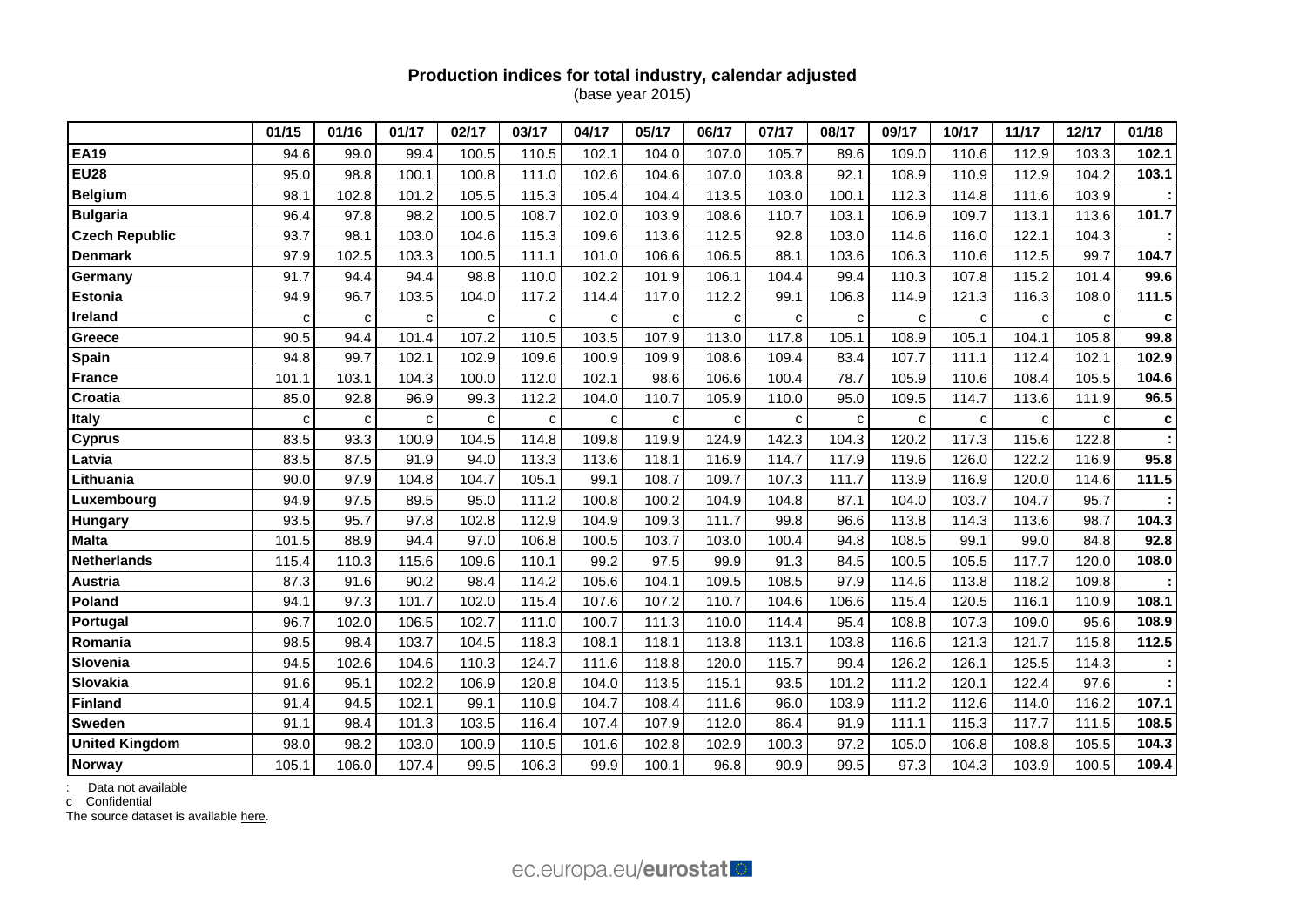**Production indices for total industry, calendar adjusted**
(base year 2015)

| | 01/15 | 01/16 | 01/17 | 02/17 | 03/17 | 04/17 | 05/17 | 06/17 | 07/17 | 08/17 | 09/17 | 10/17 | 11/17 | 12/17 | 01/18 |
|---|---|---|---|---|---|---|---|---|---|---|---|---|---|---|---|
| **EA19** | 94.6 | 99.0 | 99.4 | 100.5 | 110.5 | 102.1 | 104.0 | 107.0 | 105.7 | 89.6 | 109.0 | 110.6 | 112.9 | 103.3 | **102.1** |
| **EU28** | 95.0 | 98.8 | 100.1 | 100.8 | 111.0 | 102.6 | 104.6 | 107.0 | 103.8 | 92.1 | 108.9 | 110.9 | 112.9 | 104.2 | **103.1** |
| **Belgium** | 98.1 | 102.8 | 101.2 | 105.5 | 115.3 | 105.4 | 104.4 | 113.5 | 103.0 | 100.1 | 112.3 | 114.8 | 111.6 | 103.9 | **:** |
| **Bulgaria** | 96.4 | 97.8 | 98.2 | 100.5 | 108.7 | 102.0 | 103.9 | 108.6 | 110.7 | 103.1 | 106.9 | 109.7 | 113.1 | 113.6 | **101.7** |
| **Czech Republic** | 93.7 | 98.1 | 103.0 | 104.6 | 115.3 | 109.6 | 113.6 | 112.5 | 92.8 | 103.0 | 114.6 | 116.0 | 122.1 | 104.3 | **:** |
| **Denmark** | 97.9 | 102.5 | 103.3 | 100.5 | 111.1 | 101.0 | 106.6 | 106.5 | 88.1 | 103.6 | 106.3 | 110.6 | 112.5 | 99.7 | **104.7** |
| **Germany** | 91.7 | 94.4 | 94.4 | 98.8 | 110.0 | 102.2 | 101.9 | 106.1 | 104.4 | 99.4 | 110.3 | 107.8 | 115.2 | 101.4 | **99.6** |
| **Estonia** | 94.9 | 96.7 | 103.5 | 104.0 | 117.2 | 114.4 | 117.0 | 112.2 | 99.1 | 106.8 | 114.9 | 121.3 | 116.3 | 108.0 | **111.5** |
| **Ireland** | c | c | c | c | c | c | c | c | c | c | c | c | c | c | **c** |
| **Greece** | 90.5 | 94.4 | 101.4 | 107.2 | 110.5 | 103.5 | 107.9 | 113.0 | 117.8 | 105.1 | 108.9 | 105.1 | 104.1 | 105.8 | **99.8** |
| **Spain** | 94.8 | 99.7 | 102.1 | 102.9 | 109.6 | 100.9 | 109.9 | 108.6 | 109.4 | 83.4 | 107.7 | 111.1 | 112.4 | 102.1 | **102.9** |
| **France** | 101.1 | 103.1 | 104.3 | 100.0 | 112.0 | 102.1 | 98.6 | 106.6 | 100.4 | 78.7 | 105.9 | 110.6 | 108.4 | 105.5 | **104.6** |
| **Croatia** | 85.0 | 92.8 | 96.9 | 99.3 | 112.2 | 104.0 | 110.7 | 105.9 | 110.0 | 95.0 | 109.5 | 114.7 | 113.6 | 111.9 | **96.5** |
| **Italy** | c | c | c | c | c | c | c | c | c | c | c | c | c | c | **c** |
| **Cyprus** | 83.5 | 93.3 | 100.9 | 104.5 | 114.8 | 109.8 | 119.9 | 124.9 | 142.3 | 104.3 | 120.2 | 117.3 | 115.6 | 122.8 | **:** |
| **Latvia** | 83.5 | 87.5 | 91.9 | 94.0 | 113.3 | 113.6 | 118.1 | 116.9 | 114.7 | 117.9 | 119.6 | 126.0 | 122.2 | 116.9 | **95.8** |
| **Lithuania** | 90.0 | 97.9 | 104.8 | 104.7 | 105.1 | 99.1 | 108.7 | 109.7 | 107.3 | 111.7 | 113.9 | 116.9 | 120.0 | 114.6 | **111.5** |
| **Luxembourg** | 94.9 | 97.5 | 89.5 | 95.0 | 111.2 | 100.8 | 100.2 | 104.9 | 104.8 | 87.1 | 104.0 | 103.7 | 104.7 | 95.7 | **:** |
| **Hungary** | 93.5 | 95.7 | 97.8 | 102.8 | 112.9 | 104.9 | 109.3 | 111.7 | 99.8 | 96.6 | 113.8 | 114.3 | 113.6 | 98.7 | **104.3** |
| **Malta** | 101.5 | 88.9 | 94.4 | 97.0 | 106.8 | 100.5 | 103.7 | 103.0 | 100.4 | 94.8 | 108.5 | 99.1 | 99.0 | 84.8 | **92.8** |
| **Netherlands** | 115.4 | 110.3 | 115.6 | 109.6 | 110.1 | 99.2 | 97.5 | 99.9 | 91.3 | 84.5 | 100.5 | 105.5 | 117.7 | 120.0 | **108.0** |
| **Austria** | 87.3 | 91.6 | 90.2 | 98.4 | 114.2 | 105.6 | 104.1 | 109.5 | 108.5 | 97.9 | 114.6 | 113.8 | 118.2 | 109.8 | **:** |
| **Poland** | 94.1 | 97.3 | 101.7 | 102.0 | 115.4 | 107.6 | 107.2 | 110.7 | 104.6 | 106.6 | 115.4 | 120.5 | 116.1 | 110.9 | **108.1** |
| **Portugal** | 96.7 | 102.0 | 106.5 | 102.7 | 111.0 | 100.7 | 111.3 | 110.0 | 114.4 | 95.4 | 108.8 | 107.3 | 109.0 | 95.6 | **108.9** |
| **Romania** | 98.5 | 98.4 | 103.7 | 104.5 | 118.3 | 108.1 | 118.1 | 113.8 | 113.1 | 103.8 | 116.6 | 121.3 | 121.7 | 115.8 | **112.5** |
| **Slovenia** | 94.5 | 102.6 | 104.6 | 110.3 | 124.7 | 111.6 | 118.8 | 120.0 | 115.7 | 99.4 | 126.2 | 126.1 | 125.5 | 114.3 | **:** |
| **Slovakia** | 91.6 | 95.1 | 102.2 | 106.9 | 120.8 | 104.0 | 113.5 | 115.1 | 93.5 | 101.2 | 111.2 | 120.1 | 122.4 | 97.6 | **:** |
| **Finland** | 91.4 | 94.5 | 102.1 | 99.1 | 110.9 | 104.7 | 108.4 | 111.6 | 96.0 | 103.9 | 111.2 | 112.6 | 114.0 | 116.2 | **107.1** |
| **Sweden** | 91.1 | 98.4 | 101.3 | 103.5 | 116.4 | 107.4 | 107.9 | 112.0 | 86.4 | 91.9 | 111.1 | 115.3 | 117.7 | 111.5 | **108.5** |
| **United Kingdom** | 98.0 | 98.2 | 103.0 | 100.9 | 110.5 | 101.6 | 102.8 | 102.9 | 100.3 | 97.2 | 105.0 | 106.8 | 108.8 | 105.5 | **104.3** |
| **Norway** | 105.1 | 106.0 | 107.4 | 99.5 | 106.3 | 99.9 | 100.1 | 96.8 | 90.9 | 99.5 | 97.3 | 104.3 | 103.9 | 100.5 | **109.4** |

: Data not available
c Confidential
The source dataset is available here.